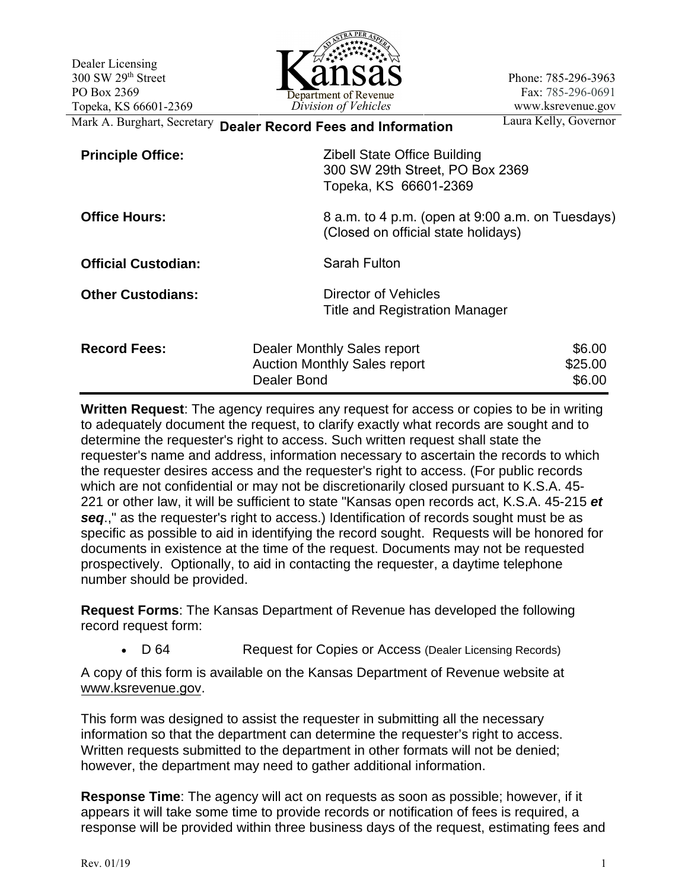Dealer Licensing
300 SW 29th Street
PO Box 2369
Topeka, KS 66601-2369

**Kansas**
Department of Revenue
*Division of Vehicles*

Phone: 785-296-3963
Fax: 785-296-0691
www.ksrevenue.gov

Mark A. Burghart, Secretary

Laura Kelly, Governor

# Dealer Record Fees and Information

**Principle Office:** Zibell State Office Building
300 SW 29th Street, PO Box 2369
Topeka, KS 66601-2369

**Office Hours:** 8 a.m. to 4 p.m. (open at 9:00 a.m. on Tuesdays)
(Closed on official state holidays)

**Official Custodian:** Sarah Fulton

**Other Custodians:** Director of Vehicles
Title and Registration Manager

| **Record Fees:** | | |
|---|---|---|
| | Dealer Monthly Sales report | $6.00 |
| | Auction Monthly Sales report | $25.00 |
| | Dealer Bond | $6.00 |

**Written Request**: The agency requires any request for access or copies to be in writing to adequately document the request, to clarify exactly what records are sought and to determine the requester's right to access. Such written request shall state the requester's name and address, information necessary to ascertain the records to which the requester desires access and the requester's right to access. (For public records which are not confidential or may not be discretionarily closed pursuant to K.S.A. 45-221 or other law, it will be sufficient to state "Kansas open records act, K.S.A. 45-215 ***et seq***.," as the requester's right to access.) Identification of records sought must be as specific as possible to aid in identifying the record sought. Requests will be honored for documents in existence at the time of the request. Documents may not be requested prospectively. Optionally, to aid in contacting the requester, a daytime telephone number should be provided.

**Request Forms**: The Kansas Department of Revenue has developed the following record request form:

- D 64 Request for Copies or Access (Dealer Licensing Records)

A copy of this form is available on the Kansas Department of Revenue website at www.ksrevenue.gov.

This form was designed to assist the requester in submitting all the necessary information so that the department can determine the requester's right to access. Written requests submitted to the department in other formats will not be denied; however, the department may need to gather additional information.

**Response Time**: The agency will act on requests as soon as possible; however, if it appears it will take some time to provide records or notification of fees is required, a response will be provided within three business days of the request, estimating fees and

Rev. 01/19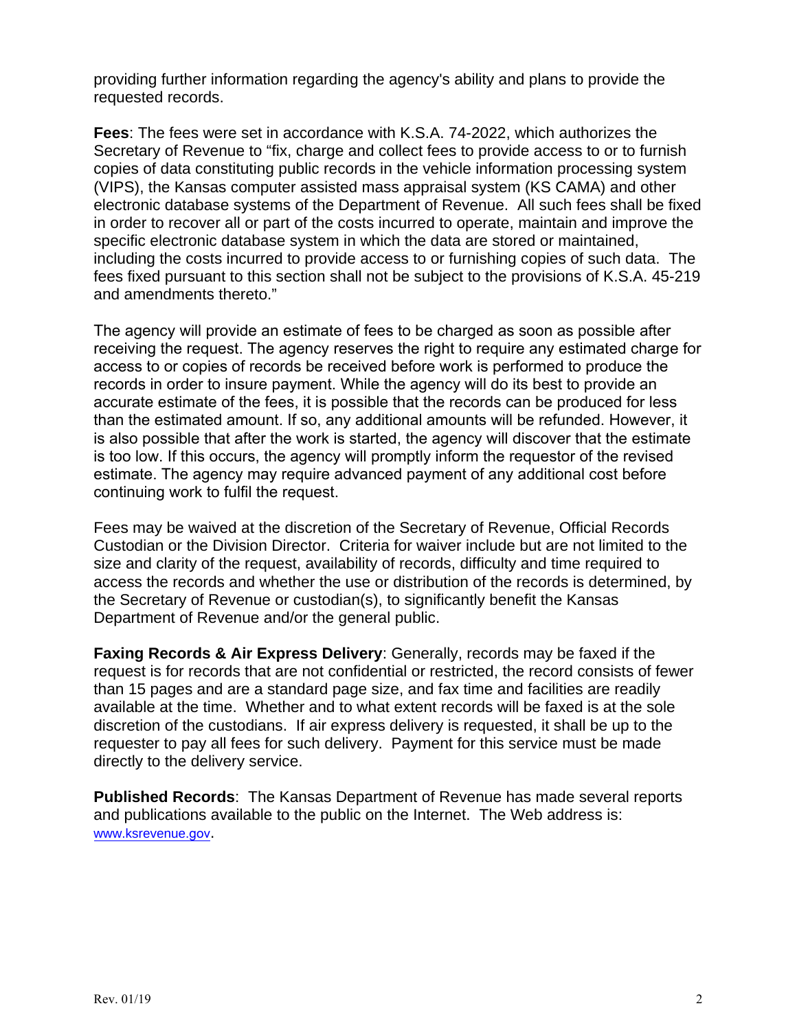providing further information regarding the agency's ability and plans to provide the requested records.

**Fees**: The fees were set in accordance with K.S.A. 74-2022, which authorizes the Secretary of Revenue to "fix, charge and collect fees to provide access to or to furnish copies of data constituting public records in the vehicle information processing system (VIPS), the Kansas computer assisted mass appraisal system (KS CAMA) and other electronic database systems of the Department of Revenue. All such fees shall be fixed in order to recover all or part of the costs incurred to operate, maintain and improve the specific electronic database system in which the data are stored or maintained, including the costs incurred to provide access to or furnishing copies of such data. The fees fixed pursuant to this section shall not be subject to the provisions of K.S.A. 45-219 and amendments thereto."

The agency will provide an estimate of fees to be charged as soon as possible after receiving the request. The agency reserves the right to require any estimated charge for access to or copies of records be received before work is performed to produce the records in order to insure payment. While the agency will do its best to provide an accurate estimate of the fees, it is possible that the records can be produced for less than the estimated amount. If so, any additional amounts will be refunded. However, it is also possible that after the work is started, the agency will discover that the estimate is too low. If this occurs, the agency will promptly inform the requestor of the revised estimate. The agency may require advanced payment of any additional cost before continuing work to fulfil the request.

Fees may be waived at the discretion of the Secretary of Revenue, Official Records Custodian or the Division Director. Criteria for waiver include but are not limited to the size and clarity of the request, availability of records, difficulty and time required to access the records and whether the use or distribution of the records is determined, by the Secretary of Revenue or custodian(s), to significantly benefit the Kansas Department of Revenue and/or the general public.

**Faxing Records & Air Express Delivery**: Generally, records may be faxed if the request is for records that are not confidential or restricted, the record consists of fewer than 15 pages and are a standard page size, and fax time and facilities are readily available at the time. Whether and to what extent records will be faxed is at the sole discretion of the custodians. If air express delivery is requested, it shall be up to the requester to pay all fees for such delivery. Payment for this service must be made directly to the delivery service.

**Published Records**: The Kansas Department of Revenue has made several reports and publications available to the public on the Internet. The Web address is: www.ksrevenue.gov.